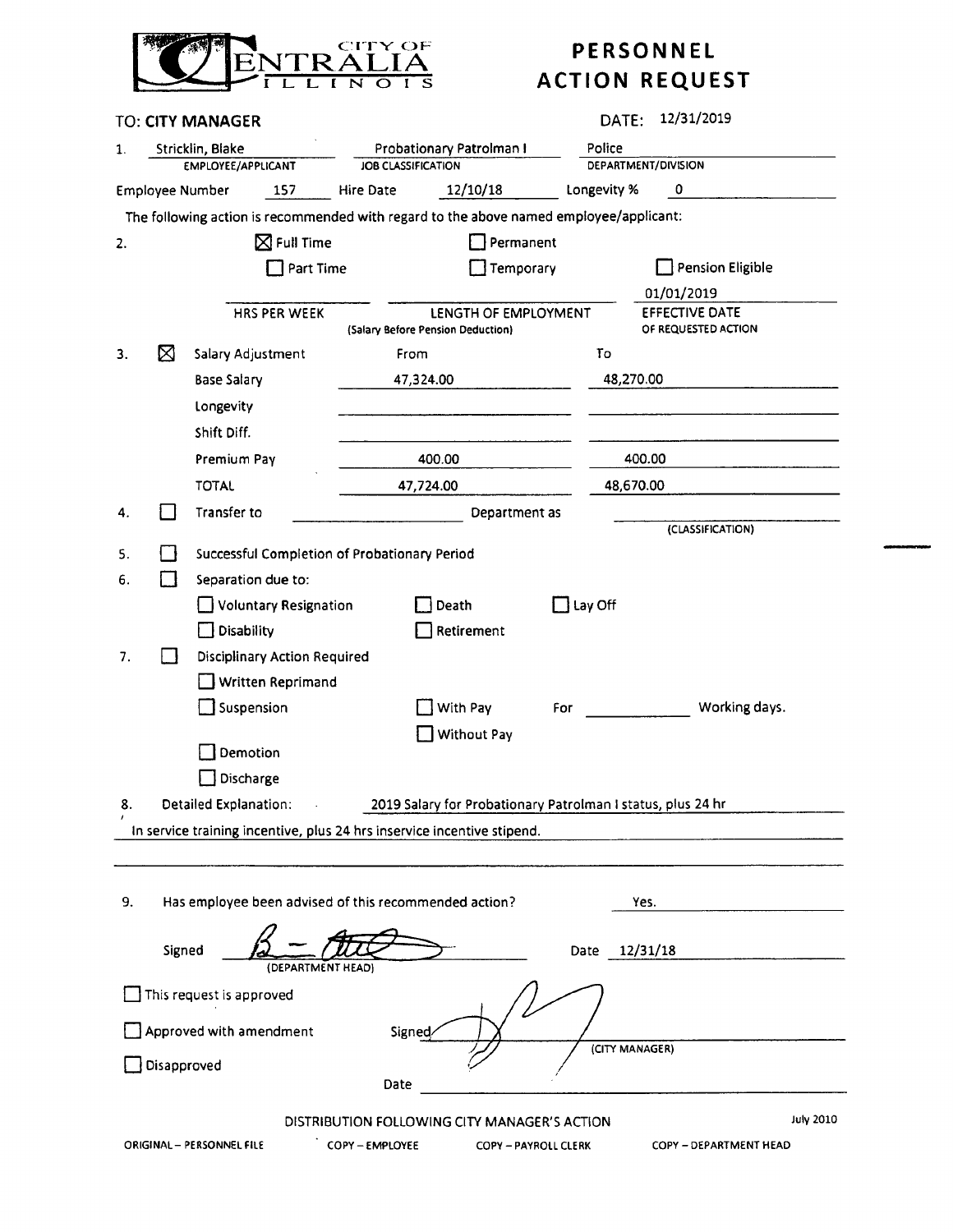CITY OF CENTRALIA ILLINOIS

# PERSONNEL ACTION REQUEST

**TO: CITY MANAGER** DATE: 12/31/2019

1. Stricklin, Blake — Probationary Patrolman I — Police
   EMPLOYEE/APPLICANT — JOB CLASSIFICATION — DEPARTMENT/DIVISION

Employee Number 157 Hire Date 12/10/18 Longevity % 0

The following action is recommended with regard to the above named employee/applicant:

2. ☒ Full Time ☐ Permanent
   ☐ Part Time ☐ Temporary ☐ Pension Eligible

| HRS PER WEEK | LENGTH OF EMPLOYMENT (Salary Before Pension Deduction) | EFFECTIVE DATE OF REQUESTED ACTION |
|---|---|---|
| | | 01/01/2019 |

3. ☒ Salary Adjustment

| | From | To |
|---|---|---|
| Base Salary | 47,324.00 | 48,270.00 |
| Longevity | | |
| Shift Diff. | | |
| Premium Pay | 400.00 | 400.00 |
| TOTAL | 47,724.00 | 48,670.00 |

4. ☐ Transfer to ______ Department as ______ (CLASSIFICATION)

5. ☐ Successful Completion of Probationary Period

6. ☐ Separation due to:
   ☐ Voluntary Resignation ☐ Death ☐ Lay Off
   ☐ Disability ☐ Retirement

7. ☐ Disciplinary Action Required
   ☐ Written Reprimand
   ☐ Suspension ☐ With Pay For ______ Working days.
   ☐ Without Pay
   ☐ Demotion
   ☐ Discharge

8. Detailed Explanation: 2019 Salary for Probationary Patrolman I status, plus 24 hr In service training incentive, plus 24 hrs inservice incentive stipend.

9. Has employee been advised of this recommended action? Yes.

Signed [signature] (DEPARTMENT HEAD) Date 12/31/18

☐ This request is approved

☐ Approved with amendment Signed [signature] (CITY MANAGER)

☐ Disapproved

Date ______

DISTRIBUTION FOLLOWING CITY MANAGER'S ACTION — July 2010

ORIGINAL – PERSONNEL FILE COPY – EMPLOYEE COPY – PAYROLL CLERK COPY – DEPARTMENT HEAD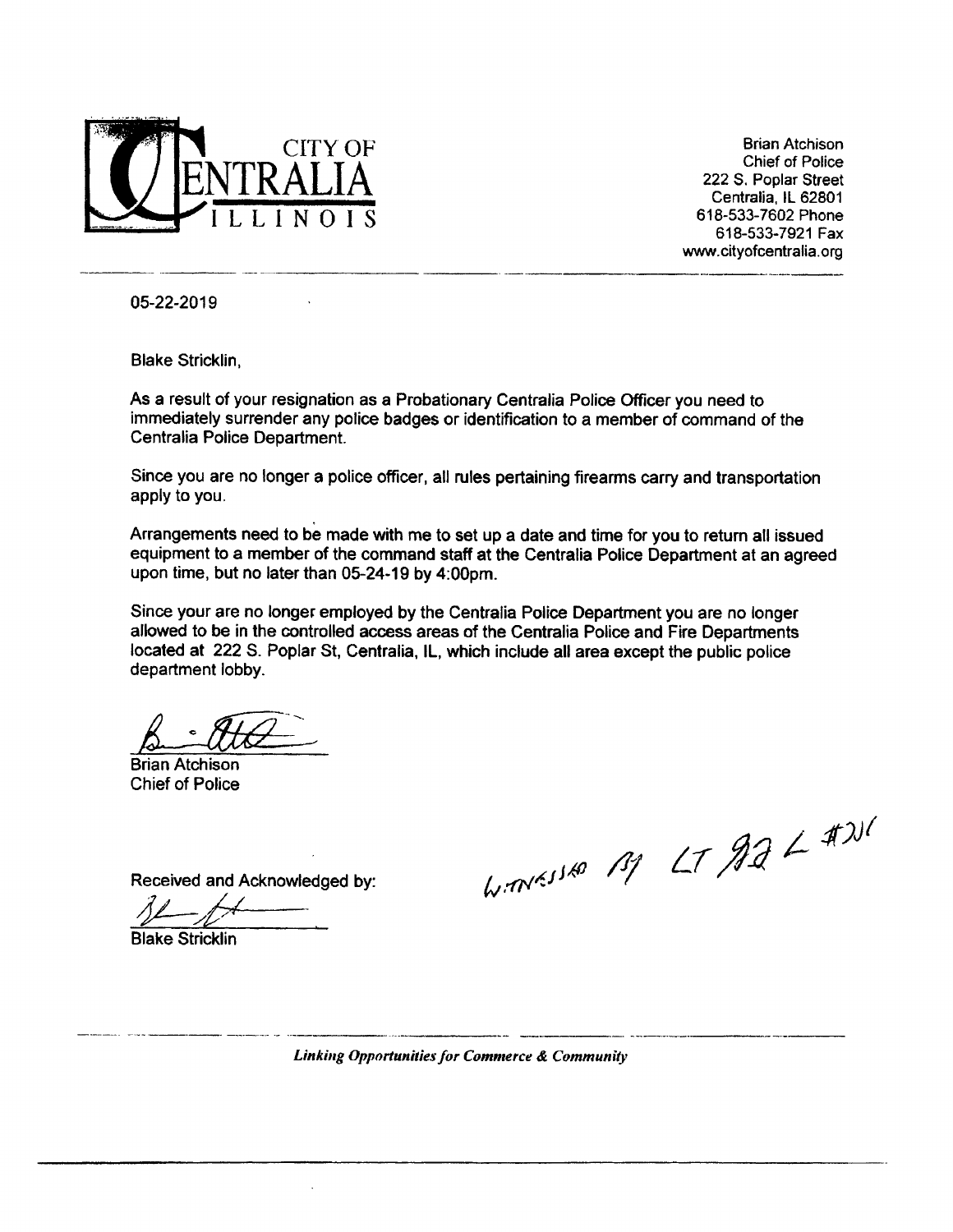CITY OF CENTRALIA ILLINOIS

Brian Atchison
Chief of Police
222 S. Poplar Street
Centralia, IL 62801
618-533-7602 Phone
618-533-7921 Fax
www.cityofcentralia.org

05-22-2019

Blake Stricklin,

As a result of your resignation as a Probationary Centralia Police Officer you need to immediately surrender any police badges or identification to a member of command of the Centralia Police Department.

Since you are no longer a police officer, all rules pertaining firearms carry and transportation apply to you.

Arrangements need to be made with me to set up a date and time for you to return all issued equipment to a member of the command staff at the Centralia Police Department at an agreed upon time, but no later than 05-24-19 by 4:00pm.

Since your are no longer employed by the Centralia Police Department you are no longer allowed to be in the controlled access areas of the Centralia Police and Fire Departments located at 222 S. Poplar St, Centralia, IL, which include all area except the public police department lobby.

Brian Atchison
Chief of Police

Received and Acknowledged by:

Blake Stricklin

WITNESSED BY LT #21

*Linking Opportunities for Commerce & Community*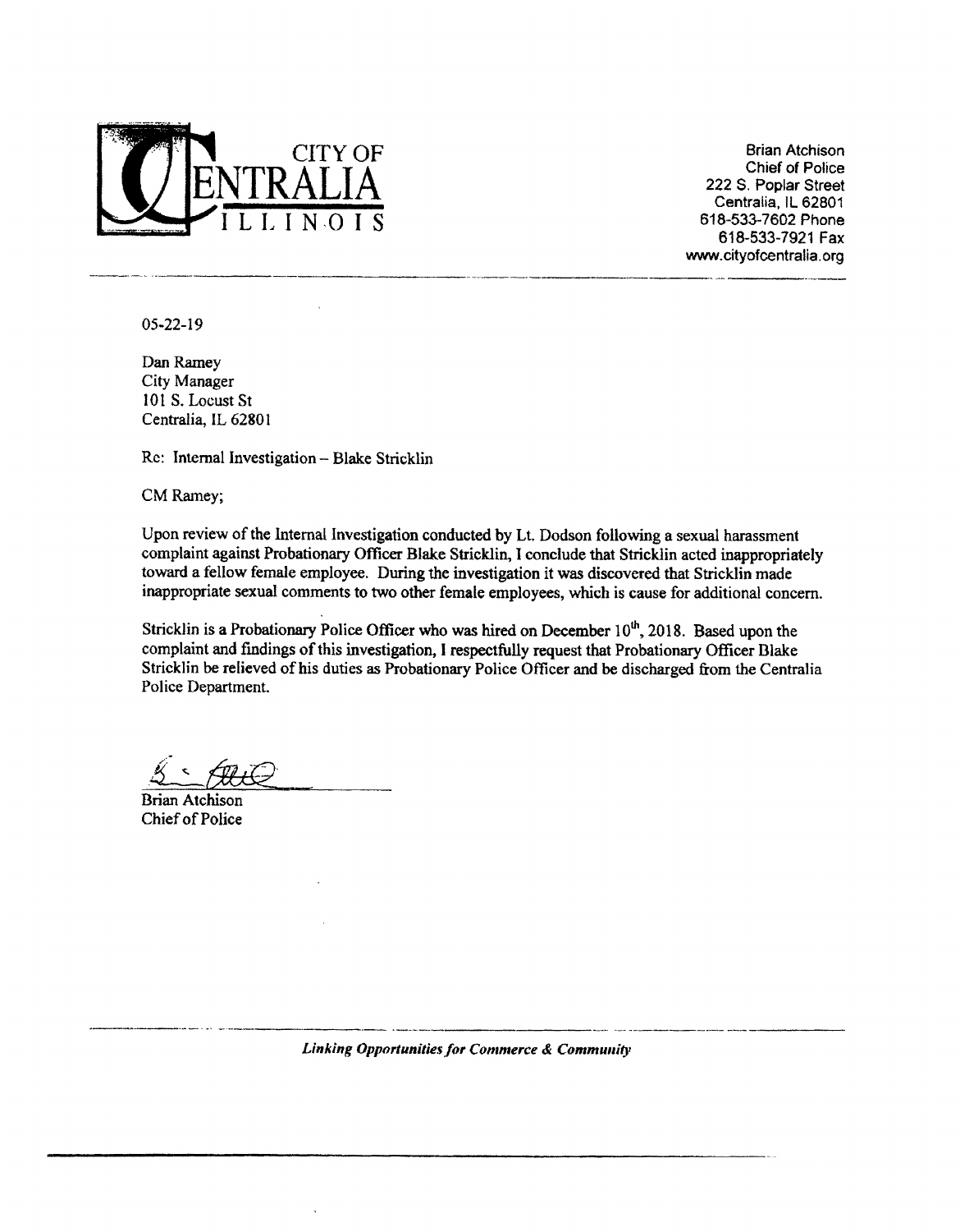CITY OF CENTRALIA ILLINOIS

Brian Atchison
Chief of Police
222 S. Poplar Street
Centralia, IL 62801
618-533-7602 Phone
618-533-7921 Fax
www.cityofcentralia.org

05-22-19

Dan Ramey
City Manager
101 S. Locust St
Centralia, IL 62801

Re: Internal Investigation – Blake Stricklin

CM Ramey;

Upon review of the Internal Investigation conducted by Lt. Dodson following a sexual harassment complaint against Probationary Officer Blake Stricklin, I conclude that Stricklin acted inappropriately toward a fellow female employee. During the investigation it was discovered that Stricklin made inappropriate sexual comments to two other female employees, which is cause for additional concern.

Stricklin is a Probationary Police Officer who was hired on December 10th, 2018. Based upon the complaint and findings of this investigation, I respectfully request that Probationary Officer Blake Stricklin be relieved of his duties as Probationary Police Officer and be discharged from the Centralia Police Department.

Brian Atchison
Chief of Police

*Linking Opportunities for Commerce & Community*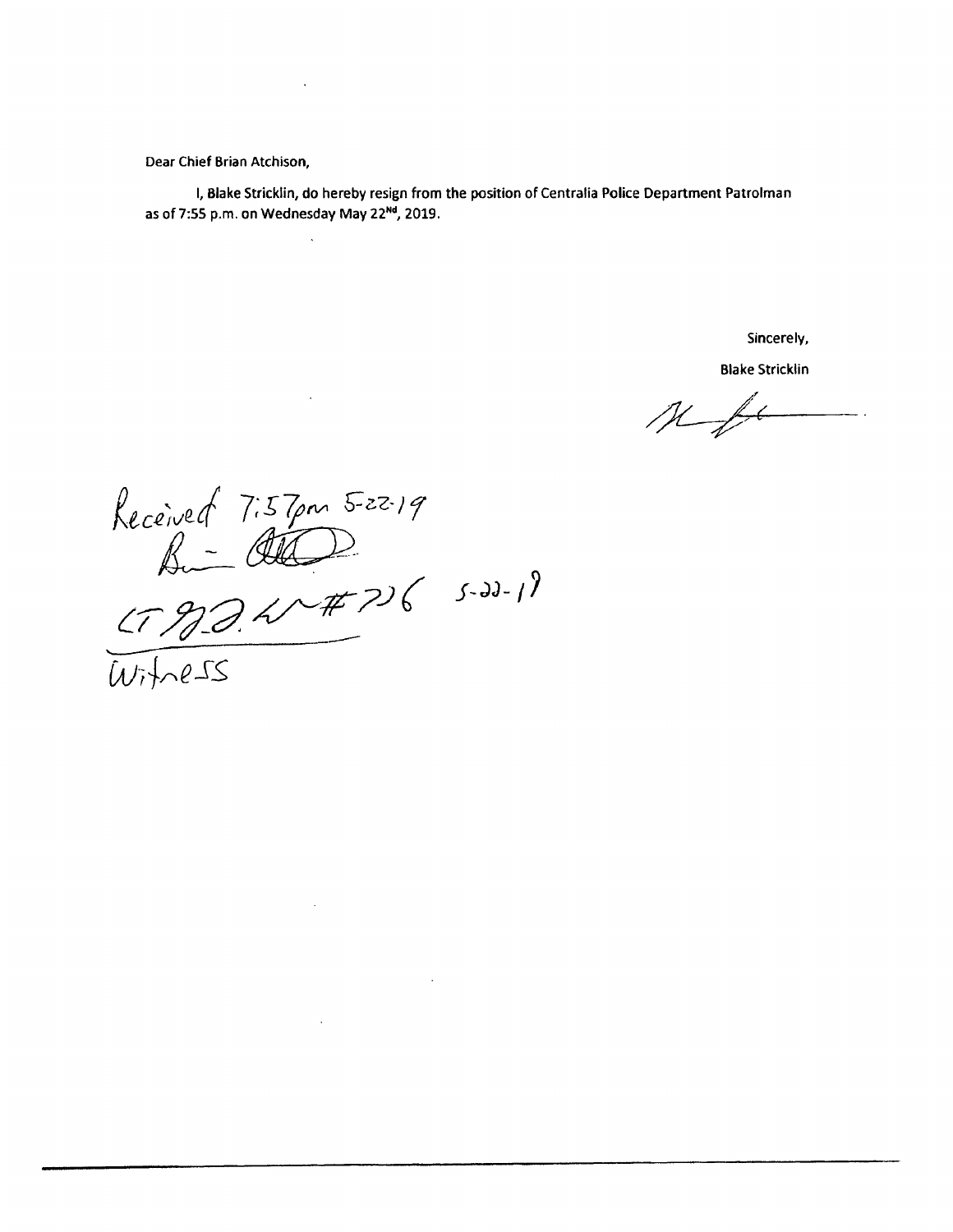Dear Chief Brian Atchison,

I, Blake Stricklin, do hereby resign from the position of Centralia Police Department Patrolman as of 7:55 p.m. on Wednesday May 22nd, 2019.

Sincerely,

Blake Stricklin

Received 7:57pm 5-22-19

LT 92 W #726 5-22-19

Witness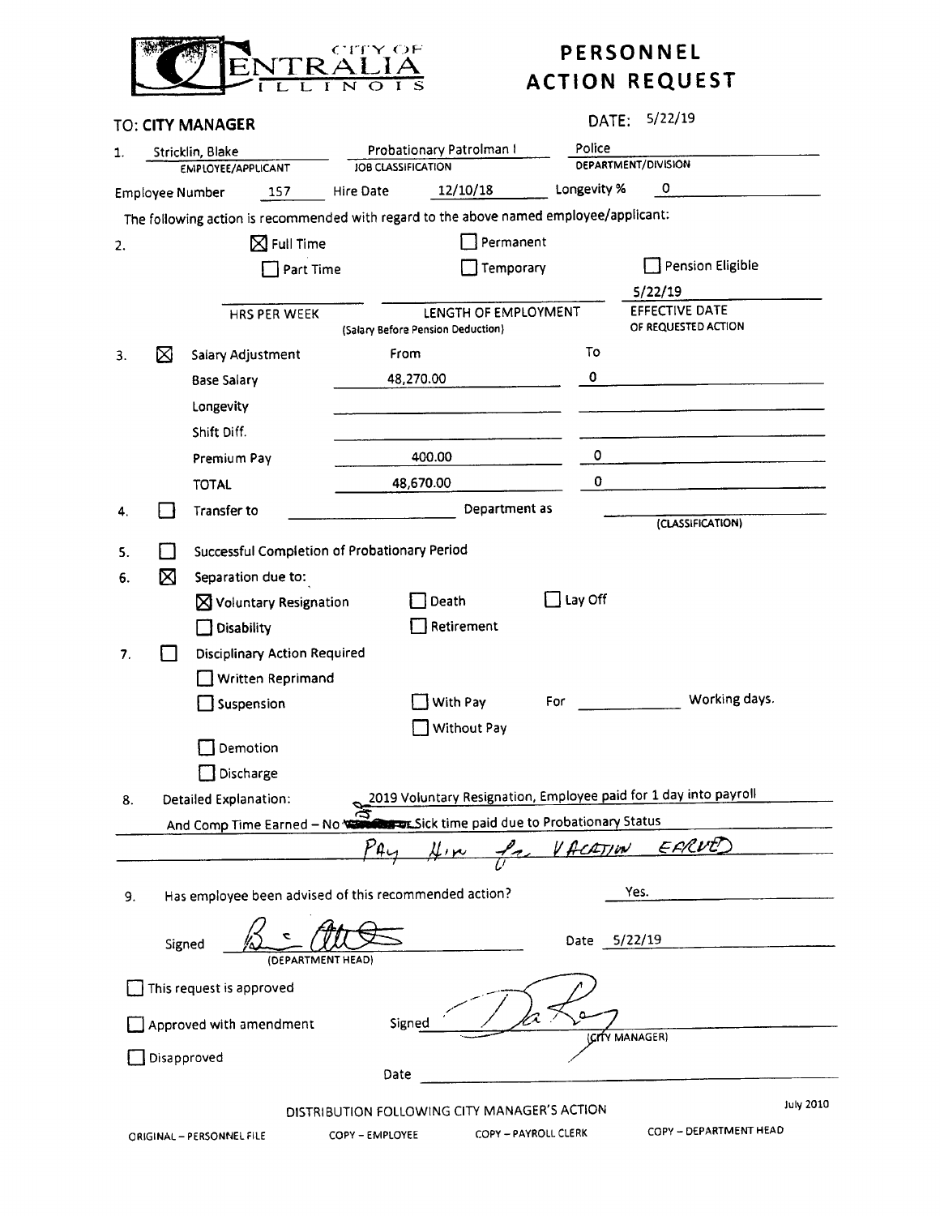CITY OF CENTRALIA ILLINOIS

# PERSONNEL ACTION REQUEST

**TO: CITY MANAGER**

DATE: 5/22/19

1. Stricklin, Blake — EMPLOYEE/APPLICANT | Probationary Patrolman I — JOB CLASSIFICATION | Police — DEPARTMENT/DIVISION

Employee Number 157 | Hire Date 12/10/18 | Longevity % 0

The following action is recommended with regard to the above named employee/applicant:

2. ☒ Full Time ☐ Permanent ☐ Part Time ☐ Temporary ☐ Pension Eligible

HRS PER WEEK: ______ | LENGTH OF EMPLOYMENT (Salary Before Pension Deduction): ______ | EFFECTIVE DATE OF REQUESTED ACTION: 5/22/19

3. ☒ Salary Adjustment

| | From | To |
|---|---|---|
| Base Salary | 48,270.00 | 0 |
| Longevity | | |
| Shift Diff. | | |
| Premium Pay | 400.00 | 0 |
| TOTAL | 48,670.00 | 0 |

4. ☐ Transfer to ______ Department as ______ (CLASSIFICATION)

5. ☐ Successful Completion of Probationary Period

6. ☒ Separation due to:
   - ☒ Voluntary Resignation ☐ Death ☐ Lay Off
   - ☐ Disability ☐ Retirement

7. ☐ Disciplinary Action Required
   - ☐ Written Reprimand
   - ☐ Suspension ☐ With Pay ☐ Without Pay For ______ Working days.
   - ☐ Demotion
   - ☐ Discharge

8. Detailed Explanation: 2019 Voluntary Resignation, Employee paid for 1 day into payroll And Comp Time Earned – No ~~Vacation or~~ Sick time paid due to Probationary Status
   PAY HIM FOR VACATION EARNED

9. Has employee been advised of this recommended action? Yes.

Signed [signature] (DEPARTMENT HEAD) Date 5/22/19

☐ This request is approved
☐ Approved with amendment Signed [signature] (CITY MANAGER)
☐ Disapproved Date ______

DISTRIBUTION FOLLOWING CITY MANAGER'S ACTION

ORIGINAL – PERSONNEL FILE | COPY – EMPLOYEE | COPY – PAYROLL CLERK | COPY – DEPARTMENT HEAD

July 2010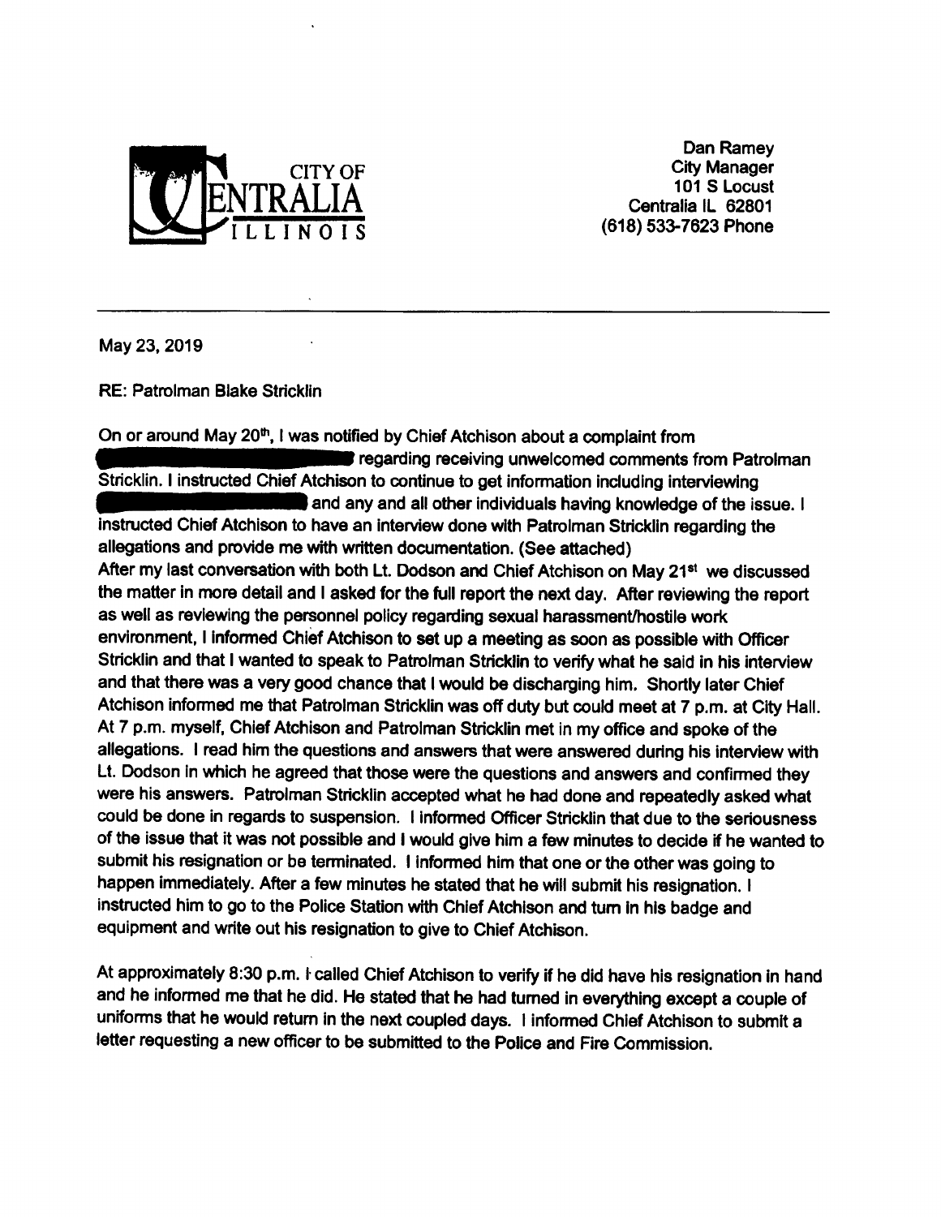CITY OF
CENTRALIA
ILLINOIS

Dan Ramey
City Manager
101 S Locust
Centralia IL 62801
(618) 533-7623 Phone

---

May 23, 2019

RE: Patrolman Blake Stricklin

On or around May 20th, I was notified by Chief Atchison about a complaint from [REDACTED] regarding receiving unwelcomed comments from Patrolman Stricklin. I instructed Chief Atchison to continue to get information including interviewing [REDACTED] and any and all other individuals having knowledge of the issue. I instructed Chief Atchison to have an interview done with Patrolman Stricklin regarding the allegations and provide me with written documentation. (See attached)
After my last conversation with both Lt. Dodson and Chief Atchison on May 21st we discussed the matter in more detail and I asked for the full report the next day. After reviewing the report as well as reviewing the personnel policy regarding sexual harassment/hostile work environment, I informed Chief Atchison to set up a meeting as soon as possible with Officer Stricklin and that I wanted to speak to Patrolman Stricklin to verify what he said in his interview and that there was a very good chance that I would be discharging him. Shortly later Chief Atchison informed me that Patrolman Stricklin was off duty but could meet at 7 p.m. at City Hall. At 7 p.m. myself, Chief Atchison and Patrolman Stricklin met in my office and spoke of the allegations. I read him the questions and answers that were answered during his interview with Lt. Dodson in which he agreed that those were the questions and answers and confirmed they were his answers. Patrolman Stricklin accepted what he had done and repeatedly asked what could be done in regards to suspension. I informed Officer Stricklin that due to the seriousness of the issue that it was not possible and I would give him a few minutes to decide if he wanted to submit his resignation or be terminated. I informed him that one or the other was going to happen immediately. After a few minutes he stated that he will submit his resignation. I instructed him to go to the Police Station with Chief Atchison and turn in his badge and equipment and write out his resignation to give to Chief Atchison.

At approximately 8:30 p.m. I called Chief Atchison to verify if he did have his resignation in hand and he informed me that he did. He stated that he had turned in everything except a couple of uniforms that he would return in the next coupled days. I informed Chief Atchison to submit a letter requesting a new officer to be submitted to the Police and Fire Commission.